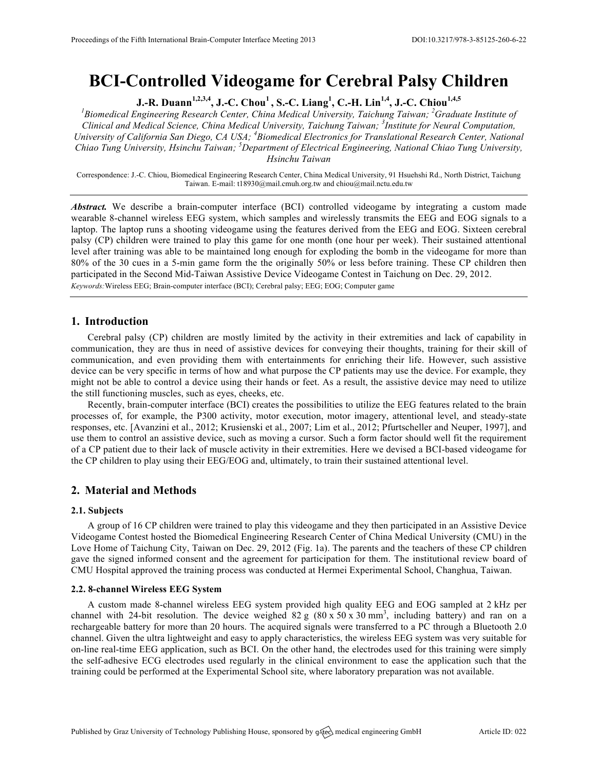# BCI-Controlled Videogame for Cerebral Palsy Children

**J.-R. Duann[1,2,3,4], J.-C. Chou[1], S.-C. Liang[1], C.-H. Lin[1,4], J.-C. Chiou[1,4,5]**

*[1]Biomedical Engineering Research Center, China Medical University, Taichung Taiwan; [2]Graduate Institute of Clinical and Medical Science, China Medical University, Taichung Taiwan; [3]Institute for Neural Computation, University of California San Diego, CA USA; [4]Biomedical Electronics for Translational Research Center, National Chiao Tung University, Hsinchu Taiwan; [5]Department of Electrical Engineering, National Chiao Tung University, Hsinchu Taiwan*

Correspondence: J.-C. Chiou, Biomedical Engineering Research Center, China Medical University, 91 Hsuehshi Rd., North District, Taichung Taiwan. E-mail: t18930@mail.cmuh.org.tw and chiou@mail.nctu.edu.tw

***Abstract.*** We describe a brain-computer interface (BCI) controlled videogame by integrating a custom made wearable 8-channel wireless EEG system, which samples and wirelessly transmits the EEG and EOG signals to a laptop. The laptop runs a shooting videogame using the features derived from the EEG and EOG. Sixteen cerebral palsy (CP) children were trained to play this game for one month (one hour per week). Their sustained attentional level after training was able to be maintained long enough for exploding the bomb in the videogame for more than 80% of the 30 cues in a 5-min game form the the originally 50% or less before training. These CP children then participated in the Second Mid-Taiwan Assistive Device Videogame Contest in Taichung on Dec. 29, 2012.

*Keywords:* Wireless EEG; Brain-computer interface (BCI); Cerebral palsy; EEG; EOG; Computer game

## 1. Introduction

Cerebral palsy (CP) children are mostly limited by the activity in their extremities and lack of capability in communication, they are thus in need of assistive devices for conveying their thoughts, training for their skill of communication, and even providing them with entertainments for enriching their life. However, such assistive device can be very specific in terms of how and what purpose the CP patients may use the device. For example, they might not be able to control a device using their hands or feet. As a result, the assistive device may need to utilize the still functioning muscles, such as eyes, cheeks, etc.

Recently, brain-computer interface (BCI) creates the possibilities to utilize the EEG features related to the brain processes of, for example, the P300 activity, motor execution, motor imagery, attentional level, and steady-state responses, etc. [Avanzini et al., 2012; Krusienski et al., 2007; Lim et al., 2012; Pfurtscheller and Neuper, 1997], and use them to control an assistive device, such as moving a cursor. Such a form factor should well fit the requirement of a CP patient due to their lack of muscle activity in their extremities. Here we devised a BCI-based videogame for the CP children to play using their EEG/EOG and, ultimately, to train their sustained attentional level.

## 2. Material and Methods

### 2.1. Subjects

A group of 16 CP children were trained to play this videogame and they then participated in an Assistive Device Videogame Contest hosted the Biomedical Engineering Research Center of China Medical University (CMU) in the Love Home of Taichung City, Taiwan on Dec. 29, 2012 (Fig. 1a). The parents and the teachers of these CP children gave the signed informed consent and the agreement for participation for them. The institutional review board of CMU Hospital approved the training process was conducted at Hermei Experimental School, Changhua, Taiwan.

### 2.2. 8-channel Wireless EEG System

A custom made 8-channel wireless EEG system provided high quality EEG and EOG sampled at 2 kHz per channel with 24-bit resolution. The device weighed 82 g (80 x 50 x 30 mm$^3$, including battery) and ran on a rechargeable battery for more than 20 hours. The acquired signals were transferred to a PC through a Bluetooth 2.0 channel. Given the ultra lightweight and easy to apply characteristics, the wireless EEG system was very suitable for on-line real-time EEG application, such as BCI. On the other hand, the electrodes used for this training were simply the self-adhesive ECG electrodes used regularly in the clinical environment to ease the application such that the training could be performed at the Experimental School site, where laboratory preparation was not available.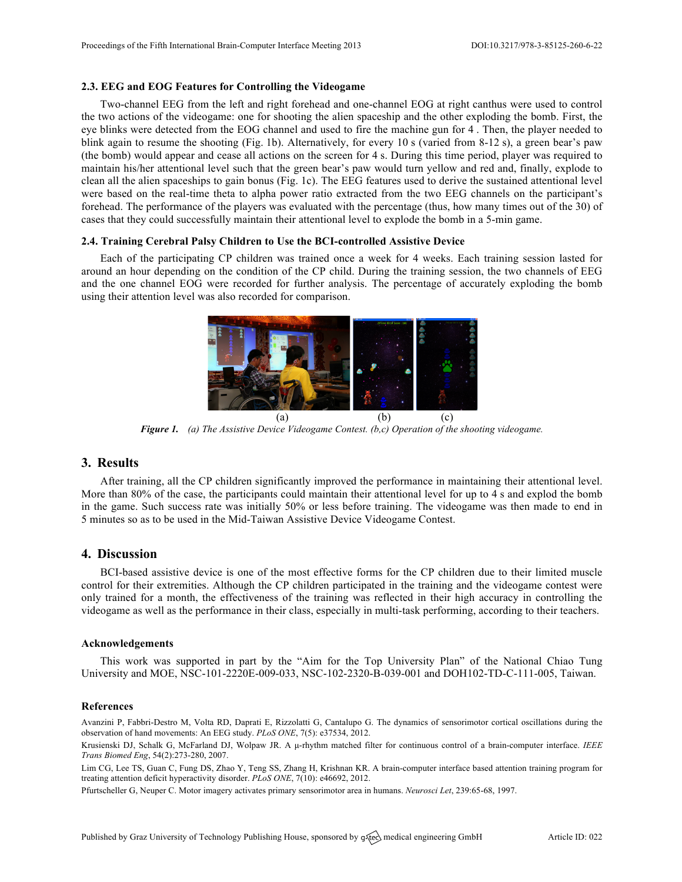### 2.3. EEG and EOG Features for Controlling the Videogame

Two-channel EEG from the left and right forehead and one-channel EOG at right canthus were used to control the two actions of the videogame: one for shooting the alien spaceship and the other exploding the bomb. First, the eye blinks were detected from the EOG channel and used to fire the machine gun for 4 . Then, the player needed to blink again to resume the shooting (Fig. 1b). Alternatively, for every 10 s (varied from 8-12 s), a green bear's paw (the bomb) would appear and cease all actions on the screen for 4 s. During this time period, player was required to maintain his/her attentional level such that the green bear's paw would turn yellow and red and, finally, explode to clean all the alien spaceships to gain bonus (Fig. 1c). The EEG features used to derive the sustained attentional level were based on the real-time theta to alpha power ratio extracted from the two EEG channels on the participant's forehead. The performance of the players was evaluated with the percentage (thus, how many times out of the 30) of cases that they could successfully maintain their attentional level to explode the bomb in a 5-min game.

### 2.4. Training Cerebral Palsy Children to Use the BCI-controlled Assistive Device

Each of the participating CP children was trained once a week for 4 weeks. Each training session lasted for around an hour depending on the condition of the CP child. During the training session, the two channels of EEG and the one channel EOG were recorded for further analysis. The percentage of accurately exploding the bomb using their attention level was also recorded for comparison.

(a) (b) (c)

***Figure 1.*** *(a) The Assistive Device Videogame Contest. (b,c) Operation of the shooting videogame.*

## 3. Results

After training, all the CP children significantly improved the performance in maintaining their attentional level. More than 80% of the case, the participants could maintain their attentional level for up to 4 s and explod the bomb in the game. Such success rate was initially 50% or less before training. The videogame was then made to end in 5 minutes so as to be used in the Mid-Taiwan Assistive Device Videogame Contest.

## 4. Discussion

BCI-based assistive device is one of the most effective forms for the CP children due to their limited muscle control for their extremities. Although the CP children participated in the training and the videogame contest were only trained for a month, the effectiveness of the training was reflected in their high accuracy in controlling the videogame as well as the performance in their class, especially in multi-task performing, according to their teachers.

### Acknowledgements

This work was supported in part by the "Aim for the Top University Plan" of the National Chiao Tung University and MOE, NSC-101-2220E-009-033, NSC-102-2320-B-039-001 and DOH102-TD-C-111-005, Taiwan.

### References

Avanzini P, Fabbri-Destro M, Volta RD, Daprati E, Rizzolatti G, Cantalupo G. The dynamics of sensorimotor cortical oscillations during the observation of hand movements: An EEG study. *PLoS ONE*, 7(5): e37534, 2012.

Krusienski DJ, Schalk G, McFarland DJ, Wolpaw JR. A μ-rhythm matched filter for continuous control of a brain-computer interface. *IEEE Trans Biomed Eng*, 54(2):273-280, 2007.

Lim CG, Lee TS, Guan C, Fung DS, Zhao Y, Teng SS, Zhang H, Krishnan KR. A brain-computer interface based attention training program for treating attention deficit hyperactivity disorder. *PLoS ONE*, 7(10): e46692, 2012.

Pfurtscheller G, Neuper C. Motor imagery activates primary sensorimotor area in humans. *Neurosci Let*, 239:65-68, 1997.